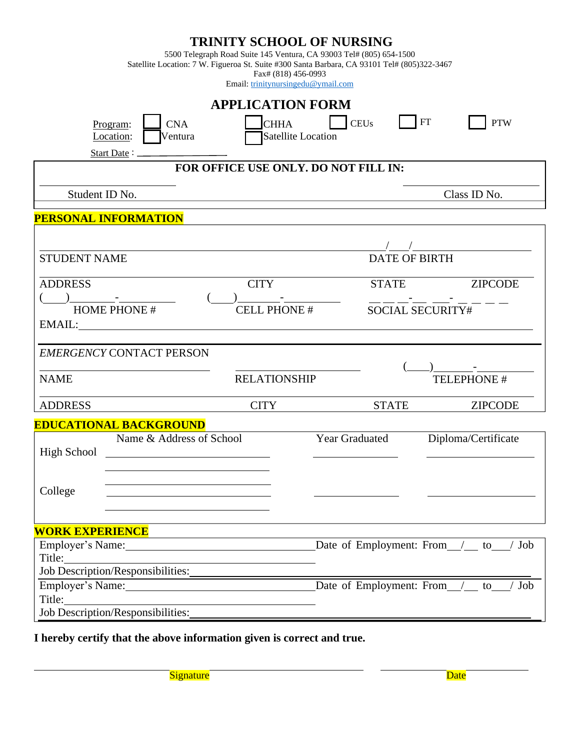# TRINITY SCHOOL OF NURSING

5500 Telegraph Road Suite 145 Ventura, CA 93003 Tel# (805) 654-1500
Satellite Location: 7 W. Figueroa St. Suite #300 Santa Barbara, CA 93101 Tel# (805)322-3467
Fax# (818) 456-0993
Email: trinitynursingedu@ymail.com

## APPLICATION FORM

Program: ☐ CNA ☐ CHHA ☐ CEUs ☐ FT ☐ PTW
Location: ☐ Ventura ☐ Satellite Location
Start Date : ____________

**FOR OFFICE USE ONLY. DO NOT FILL IN:**

| Student ID No. | Class ID No. |
|---|---|

## PERSONAL INFORMATION

____________________________________________ ___/___/______
STUDENT NAME DATE OF BIRTH

____________________________________________________________
ADDRESS CITY STATE ZIPCODE

(___)______-________ (___)______-________ ___ ___ ___-___ ___-___ ___ ___ ___
HOME PHONE # CELL PHONE # SOCIAL SECURITY#

EMAIL: ____________________________________________

*EMERGENCY* CONTACT PERSON

________________ ________________ (___)______-________
NAME RELATIONSHIP TELEPHONE #

____________________________________________________________
ADDRESS CITY STATE ZIPCODE

## EDUCATIONAL BACKGROUND

| | Name & Address of School | Year Graduated | Diploma/Certificate |
|---|---|---|---|
| High School | | | |
| College | | | |

## WORK EXPERIENCE

Employer's Name: ________________________ Date of Employment: From ___/___ to ___/ Job Title: ________________________
Job Description/Responsibilities: ________________________

Employer's Name: ________________________ Date of Employment: From ___/___ to ___/ Job Title: ________________________
Job Description/Responsibilities: ________________________

**I hereby certify that the above information given is correct and true.**

________________________ ________________
Signature Date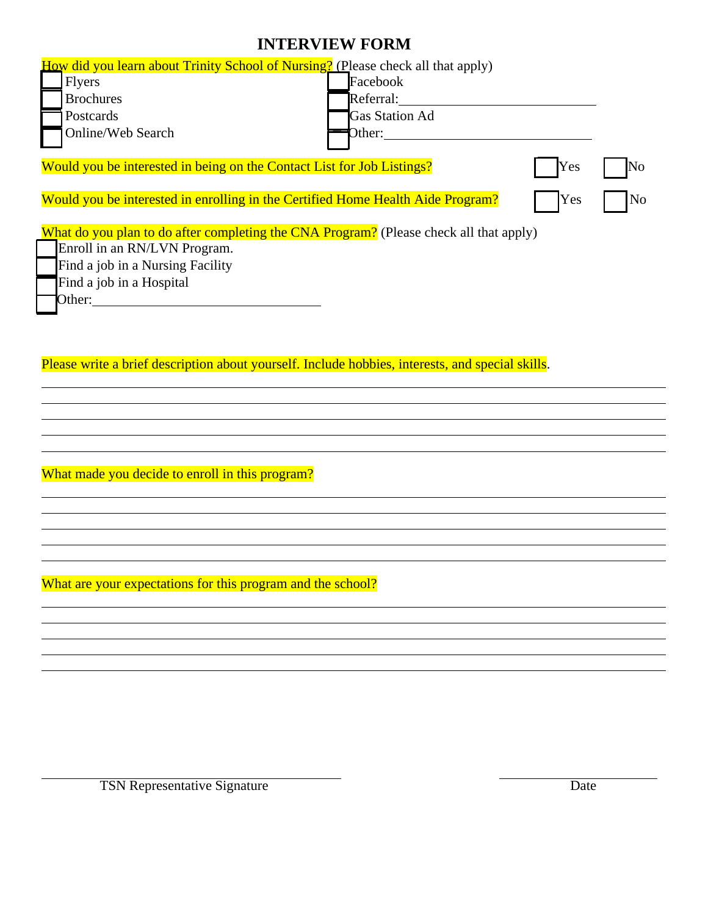# INTERVIEW FORM

How did you learn about Trinity School of Nursing? (Please check all that apply)

- ☐ Flyers
- ☐ Brochures
- ☐ Postcards
- ☐ Online/Web Search
- ☐ Facebook
- ☐ Referral:______________________________
- ☐ Gas Station Ad
- ☐ Other:______________________________

Would you be interested in being on the Contact List for Job Listings? ☐ Yes ☐ No

Would you be interested in enrolling in the Certified Home Health Aide Program? ☐ Yes ☐ No

What do you plan to do after completing the CNA Program? (Please check all that apply)

- ☐ Enroll in an RN/LVN Program.
- ☐ Find a job in a Nursing Facility
- ☐ Find a job in a Hospital
- ☐ Other:______________________________

Please write a brief description about yourself. Include hobbies, interests, and special skills.

_______________________________________________________________________________

_______________________________________________________________________________

_______________________________________________________________________________

_______________________________________________________________________________

_______________________________________________________________________________

What made you decide to enroll in this program?

_______________________________________________________________________________

_______________________________________________________________________________

_______________________________________________________________________________

_______________________________________________________________________________

_______________________________________________________________________________

What are your expectations for this program and the school?

_______________________________________________________________________________

_______________________________________________________________________________

_______________________________________________________________________________

_______________________________________________________________________________

_______________________________________________________________________________

______________________________________ ____________________

TSN Representative Signature Date